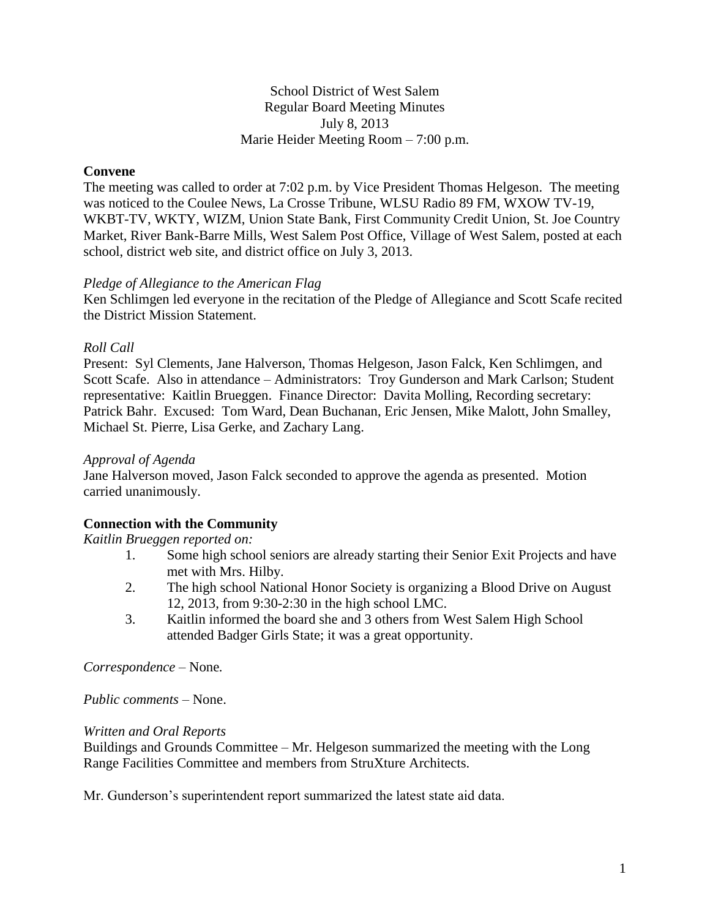School District of West Salem
Regular Board Meeting Minutes
July 8, 2013
Marie Heider Meeting Room – 7:00 p.m.

**Convene**

The meeting was called to order at 7:02 p.m. by Vice President Thomas Helgeson. The meeting was noticed to the Coulee News, La Crosse Tribune, WLSU Radio 89 FM, WXOW TV-19, WKBT-TV, WKTY, WIZM, Union State Bank, First Community Credit Union, St. Joe Country Market, River Bank-Barre Mills, West Salem Post Office, Village of West Salem, posted at each school, district web site, and district office on July 3, 2013.

*Pledge of Allegiance to the American Flag*

Ken Schlimgen led everyone in the recitation of the Pledge of Allegiance and Scott Scafe recited the District Mission Statement.

*Roll Call*

Present: Syl Clements, Jane Halverson, Thomas Helgeson, Jason Falck, Ken Schlimgen, and Scott Scafe. Also in attendance – Administrators: Troy Gunderson and Mark Carlson; Student representative: Kaitlin Brueggen. Finance Director: Davita Molling, Recording secretary: Patrick Bahr. Excused: Tom Ward, Dean Buchanan, Eric Jensen, Mike Malott, John Smalley, Michael St. Pierre, Lisa Gerke, and Zachary Lang.

*Approval of Agenda*

Jane Halverson moved, Jason Falck seconded to approve the agenda as presented. Motion carried unanimously.

**Connection with the Community**

*Kaitlin Brueggen reported on:*

1. Some high school seniors are already starting their Senior Exit Projects and have met with Mrs. Hilby.
2. The high school National Honor Society is organizing a Blood Drive on August 12, 2013, from 9:30-2:30 in the high school LMC.
3. Kaitlin informed the board she and 3 others from West Salem High School attended Badger Girls State; it was a great opportunity.

*Correspondence* – None.

*Public comments* – None.

*Written and Oral Reports*

Buildings and Grounds Committee – Mr. Helgeson summarized the meeting with the Long Range Facilities Committee and members from StruXture Architects.

Mr. Gunderson's superintendent report summarized the latest state aid data.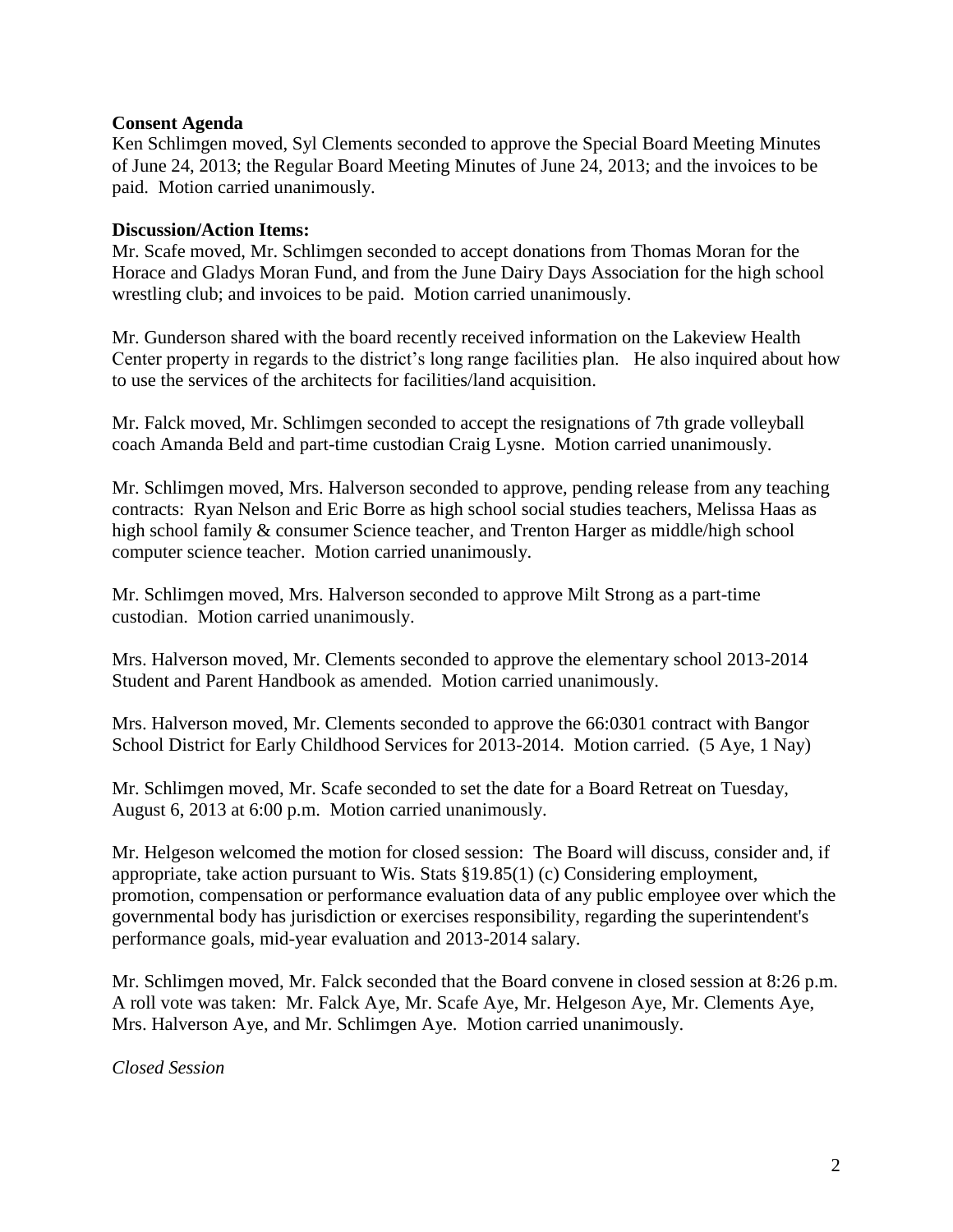**Consent Agenda**

Ken Schlimgen moved, Syl Clements seconded to approve the Special Board Meeting Minutes of June 24, 2013; the Regular Board Meeting Minutes of June 24, 2013; and the invoices to be paid. Motion carried unanimously.

**Discussion/Action Items:**

Mr. Scafe moved, Mr. Schlimgen seconded to accept donations from Thomas Moran for the Horace and Gladys Moran Fund, and from the June Dairy Days Association for the high school wrestling club; and invoices to be paid. Motion carried unanimously.

Mr. Gunderson shared with the board recently received information on the Lakeview Health Center property in regards to the district's long range facilities plan. He also inquired about how to use the services of the architects for facilities/land acquisition.

Mr. Falck moved, Mr. Schlimgen seconded to accept the resignations of 7th grade volleyball coach Amanda Beld and part-time custodian Craig Lysne. Motion carried unanimously.

Mr. Schlimgen moved, Mrs. Halverson seconded to approve, pending release from any teaching contracts: Ryan Nelson and Eric Borre as high school social studies teachers, Melissa Haas as high school family & consumer Science teacher, and Trenton Harger as middle/high school computer science teacher. Motion carried unanimously.

Mr. Schlimgen moved, Mrs. Halverson seconded to approve Milt Strong as a part-time custodian. Motion carried unanimously.

Mrs. Halverson moved, Mr. Clements seconded to approve the elementary school 2013-2014 Student and Parent Handbook as amended. Motion carried unanimously.

Mrs. Halverson moved, Mr. Clements seconded to approve the 66:0301 contract with Bangor School District for Early Childhood Services for 2013-2014. Motion carried. (5 Aye, 1 Nay)

Mr. Schlimgen moved, Mr. Scafe seconded to set the date for a Board Retreat on Tuesday, August 6, 2013 at 6:00 p.m. Motion carried unanimously.

Mr. Helgeson welcomed the motion for closed session: The Board will discuss, consider and, if appropriate, take action pursuant to Wis. Stats §19.85(1) (c) Considering employment, promotion, compensation or performance evaluation data of any public employee over which the governmental body has jurisdiction or exercises responsibility, regarding the superintendent's performance goals, mid-year evaluation and 2013-2014 salary.

Mr. Schlimgen moved, Mr. Falck seconded that the Board convene in closed session at 8:26 p.m. A roll vote was taken: Mr. Falck Aye, Mr. Scafe Aye, Mr. Helgeson Aye, Mr. Clements Aye, Mrs. Halverson Aye, and Mr. Schlimgen Aye. Motion carried unanimously.

*Closed Session*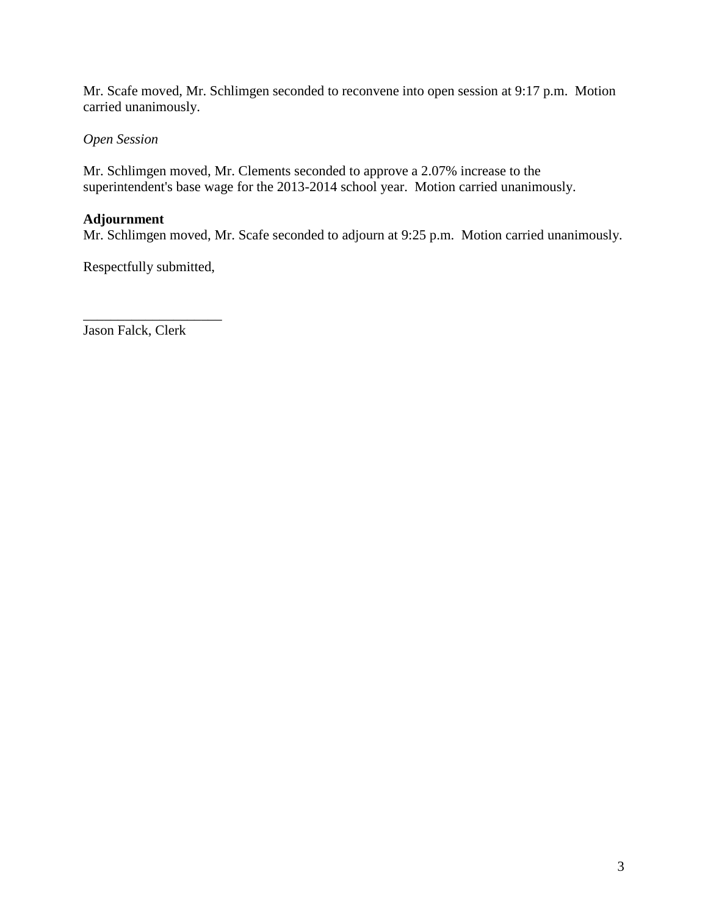Mr. Scafe moved, Mr. Schlimgen seconded to reconvene into open session at 9:17 p.m. Motion carried unanimously.

*Open Session*

Mr. Schlimgen moved, Mr. Clements seconded to approve a 2.07% increase to the superintendent's base wage for the 2013-2014 school year. Motion carried unanimously.

**Adjournment**

Mr. Schlimgen moved, Mr. Scafe seconded to adjourn at 9:25 p.m. Motion carried unanimously.

Respectfully submitted,

____________________

Jason Falck, Clerk